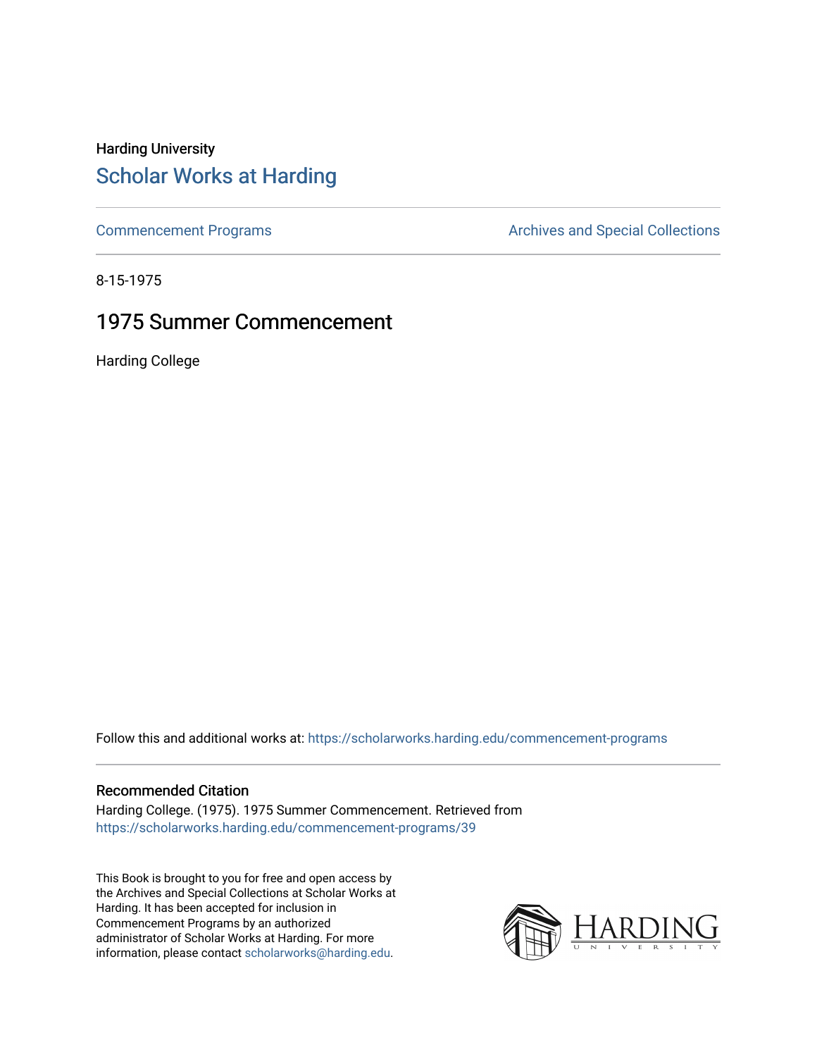Harding University

# Scholar Works at Harding

Commencement Programs

Archives and Special Collections

8-15-1975

## 1975 Summer Commencement

Harding College

Follow this and additional works at: https://scholarworks.harding.edu/commencement-programs

### Recommended Citation

Harding College. (1975). 1975 Summer Commencement. Retrieved from https://scholarworks.harding.edu/commencement-programs/39

This Book is brought to you for free and open access by the Archives and Special Collections at Scholar Works at Harding. It has been accepted for inclusion in Commencement Programs by an authorized administrator of Scholar Works at Harding. For more information, please contact scholarworks@harding.edu.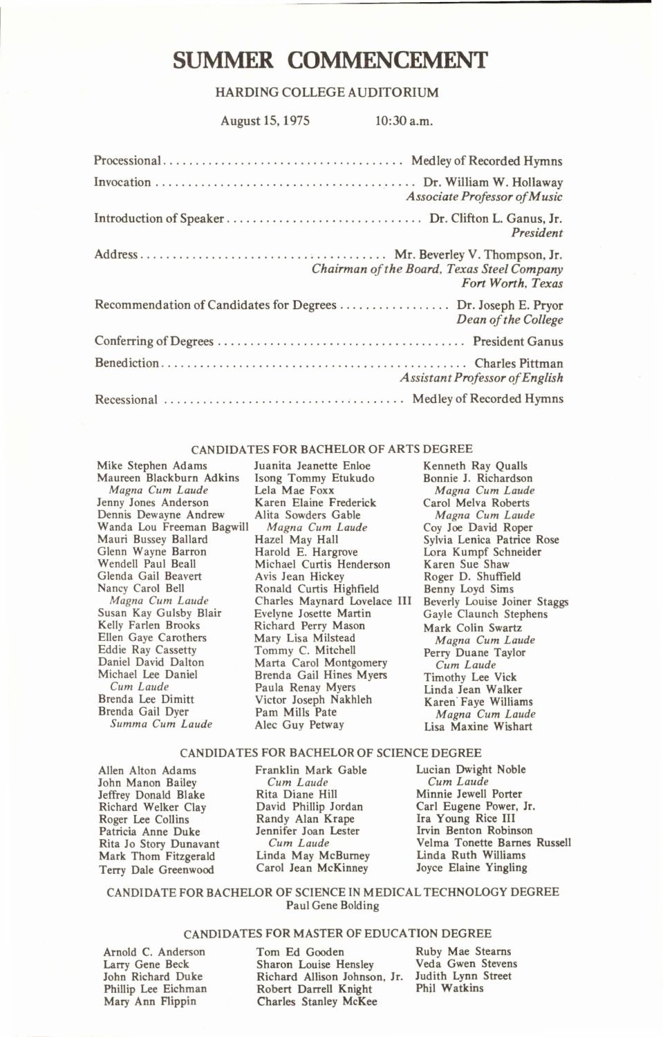# SUMMER COMMENCEMENT

HARDING COLLEGE AUDITORIUM

August 15, 1975 10:30 a.m.

Processional . . . . . . . . . . Medley of Recorded Hymns

Invocation . . . . . . . . . . Dr. William W. Hollaway
*Associate Professor of Music*

Introduction of Speaker . . . . . . . . . . Dr. Clifton L. Ganus, Jr.
*President*

Address . . . . . . . . . . Mr. Beverley V. Thompson, Jr.
*Chairman of the Board, Texas Steel Company*
*Fort Worth, Texas*

Recommendation of Candidates for Degrees . . . . . . . . . . Dr. Joseph E. Pryor
*Dean of the College*

Conferring of Degrees . . . . . . . . . . President Ganus

Benediction . . . . . . . . . . Charles Pittman
*Assistant Professor of English*

Recessional . . . . . . . . . . Medley of Recorded Hymns

## CANDIDATES FOR BACHELOR OF ARTS DEGREE

Mike Stephen Adams
Maureen Blackburn Adkins
*Magna Cum Laude*
Jenny Jones Anderson
Dennis Dewayne Andrew
Wanda Lou Freeman Bagwill
Mauri Bussey Ballard
Glenn Wayne Barron
Wendell Paul Beall
Glenda Gail Beavert
Nancy Carol Bell
*Magna Cum Laude*
Susan Kay Gulsby Blair
Kelly Farlen Brooks
Ellen Gaye Carothers
Eddie Ray Cassetty
Daniel David Dalton
Michael Lee Daniel
*Cum Laude*
Brenda Lee Dimitt
Brenda Gail Dyer
*Summa Cum Laude*
Juanita Jeanette Enloe
Isong Tommy Etukudo
Lela Mae Foxx
Karen Elaine Frederick
Alita Sowders Gable
*Magna Cum Laude*
Hazel May Hall
Harold E. Hargrove
Michael Curtis Henderson
Avis Jean Hickey
Ronald Curtis Highfield
Charles Maynard Lovelace III
Evelyne Josette Martin
Richard Perry Mason
Mary Lisa Milstead
Tommy C. Mitchell
Marta Carol Montgomery
Brenda Gail Hines Myers
Paula Renay Myers
Victor Joseph Nakhleh
Pam Mills Pate
Alec Guy Petway
Kenneth Ray Qualls
Bonnie J. Richardson
*Magna Cum Laude*
Carol Melva Roberts
*Magna Cum Laude*
Coy Joe David Roper
Sylvia Lenica Patrice Rose
Lora Kumpf Schneider
Karen Sue Shaw
Roger D. Shuffield
Benny Loyd Sims
Beverly Louise Joiner Staggs
Gayle Claunch Stephens
Mark Colin Swartz
*Magna Cum Laude*
Perry Duane Taylor
*Cum Laude*
Timothy Lee Vick
Linda Jean Walker
Karen Faye Williams
*Magna Cum Laude*
Lisa Maxine Wishart

## CANDIDATES FOR BACHELOR OF SCIENCE DEGREE

Allen Alton Adams
John Manon Bailey
Jeffrey Donald Blake
Richard Welker Clay
Roger Lee Collins
Patricia Anne Duke
Rita Jo Story Dunavant
Mark Thom Fitzgerald
Terry Dale Greenwood
Franklin Mark Gable
*Cum Laude*
Rita Diane Hill
David Phillip Jordan
Randy Alan Krape
Jennifer Joan Lester
*Cum Laude*
Linda May McBurney
Carol Jean McKinney
Lucian Dwight Noble
*Cum Laude*
Minnie Jewell Porter
Carl Eugene Power, Jr.
Ira Young Rice III
Irvin Benton Robinson
Velma Tonette Barnes Russell
Linda Ruth Williams
Joyce Elaine Yingling

## CANDIDATE FOR BACHELOR OF SCIENCE IN MEDICAL TECHNOLOGY DEGREE

Paul Gene Bolding

## CANDIDATES FOR MASTER OF EDUCATION DEGREE

Arnold C. Anderson
Larry Gene Beck
John Richard Duke
Phillip Lee Eichman
Mary Ann Flippin
Tom Ed Gooden
Sharon Louise Hensley
Richard Allison Johnson, Jr.
Robert Darrell Knight
Charles Stanley McKee
Ruby Mae Stearns
Veda Gwen Stevens
Judith Lynn Street
Phil Watkins